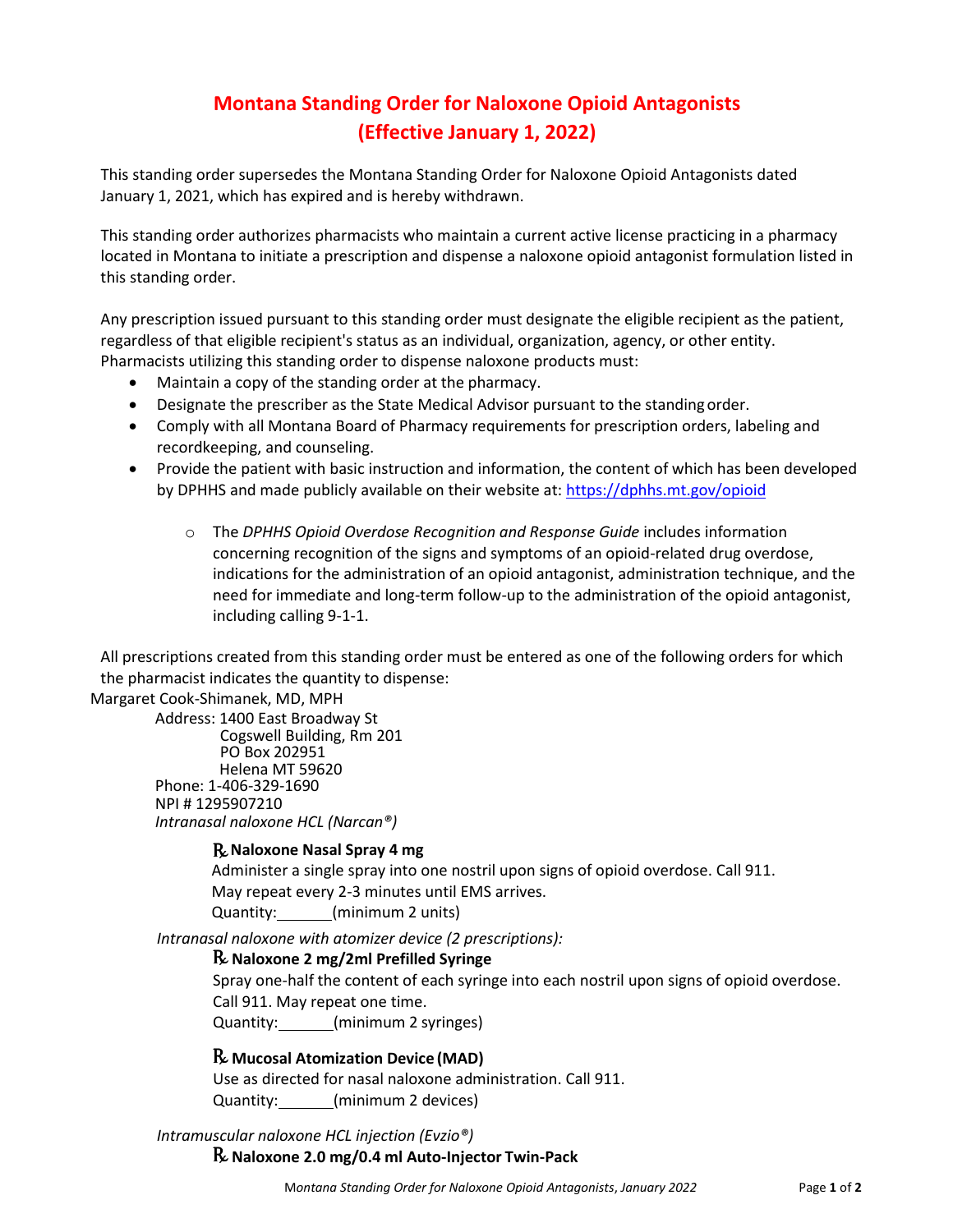# Montana Standing Order for Naloxone Opioid Antagonists (Effective January 1, 2022)

This standing order supersedes the Montana Standing Order for Naloxone Opioid Antagonists dated January 1, 2021, which has expired and is hereby withdrawn.

This standing order authorizes pharmacists who maintain a current active license practicing in a pharmacy located in Montana to initiate a prescription and dispense a naloxone opioid antagonist formulation listed in this standing order.

Any prescription issued pursuant to this standing order must designate the eligible recipient as the patient, regardless of that eligible recipient's status as an individual, organization, agency, or other entity. Pharmacists utilizing this standing order to dispense naloxone products must:

- Maintain a copy of the standing order at the pharmacy.
- Designate the prescriber as the State Medical Advisor pursuant to the standing order.
- Comply with all Montana Board of Pharmacy requirements for prescription orders, labeling and recordkeeping, and counseling.
- Provide the patient with basic instruction and information, the content of which has been developed by DPHHS and made publicly available on their website at: https://dphhs.mt.gov/opioid
    - The *DPHHS Opioid Overdose Recognition and Response Guide* includes information concerning recognition of the signs and symptoms of an opioid-related drug overdose, indications for the administration of an opioid antagonist, administration technique, and the need for immediate and long-term follow-up to the administration of the opioid antagonist, including calling 9-1-1.

All prescriptions created from this standing order must be entered as one of the following orders for which the pharmacist indicates the quantity to dispense:

Margaret Cook-Shimanek, MD, MPH
Address: 1400 East Broadway St
Cogswell Building, Rm 201
PO Box 202951
Helena MT 59620
Phone: 1-406-329-1690
NPI # 1295907210

*Intranasal naloxone HCL (Narcan®)*

℞ **Naloxone Nasal Spray 4 mg**
Administer a single spray into one nostril upon signs of opioid overdose. Call 911.
May repeat every 2-3 minutes until EMS arrives.
Quantity:_______(minimum 2 units)

*Intranasal naloxone with atomizer device (2 prescriptions):*

℞ **Naloxone 2 mg/2ml Prefilled Syringe**
Spray one-half the content of each syringe into each nostril upon signs of opioid overdose.
Call 911. May repeat one time.
Quantity:_______(minimum 2 syringes)

℞ **Mucosal Atomization Device (MAD)**
Use as directed for nasal naloxone administration. Call 911.
Quantity:_______(minimum 2 devices)

*Intramuscular naloxone HCL injection (Evzio®)*

℞ **Naloxone 2.0 mg/0.4 ml Auto-Injector Twin-Pack**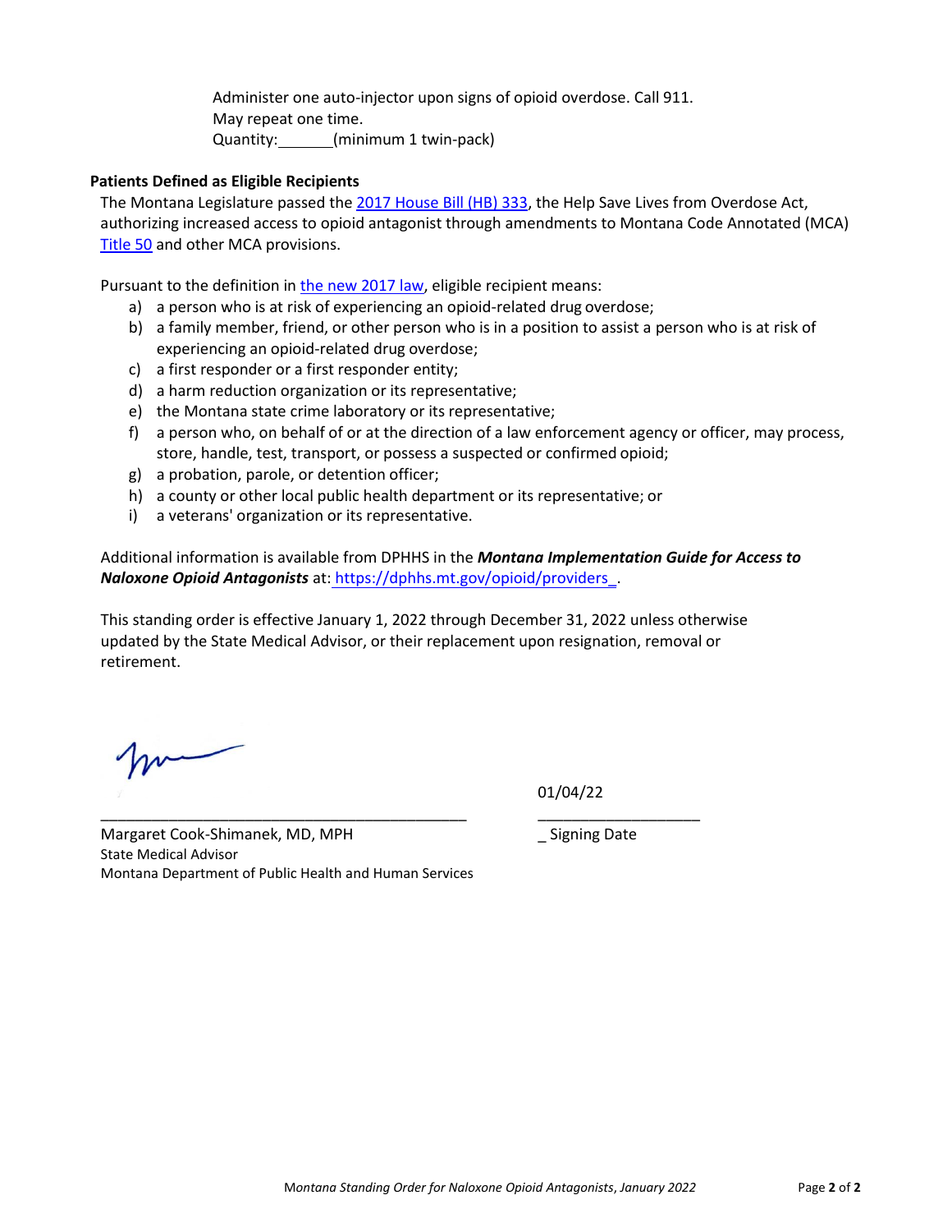Administer one auto-injector upon signs of opioid overdose. Call 911.
May repeat one time.
Quantity: ______ (minimum 1 twin-pack)

**Patients Defined as Eligible Recipients**

The Montana Legislature passed the 2017 House Bill (HB) 333, the Help Save Lives from Overdose Act, authorizing increased access to opioid antagonist through amendments to Montana Code Annotated (MCA) Title 50 and other MCA provisions.

Pursuant to the definition in the new 2017 law, eligible recipient means:

a) a person who is at risk of experiencing an opioid-related drug overdose;
b) a family member, friend, or other person who is in a position to assist a person who is at risk of experiencing an opioid-related drug overdose;
c) a first responder or a first responder entity;
d) a harm reduction organization or its representative;
e) the Montana state crime laboratory or its representative;
f) a person who, on behalf of or at the direction of a law enforcement agency or officer, may process, store, handle, test, transport, or possess a suspected or confirmed opioid;
g) a probation, parole, or detention officer;
h) a county or other local public health department or its representative; or
i) a veterans' organization or its representative.

Additional information is available from DPHHS in the ***Montana Implementation Guide for Access to Naloxone Opioid Antagonists*** at: https://dphhs.mt.gov/opioid/providers.

This standing order is effective January 1, 2022 through December 31, 2022 unless otherwise updated by the State Medical Advisor, or their replacement upon resignation, removal or retirement.

______________________________ 01/04/22 ______________

Margaret Cook-Shimanek, MD, MPH
State Medical Advisor
Montana Department of Public Health and Human Services

Signing Date